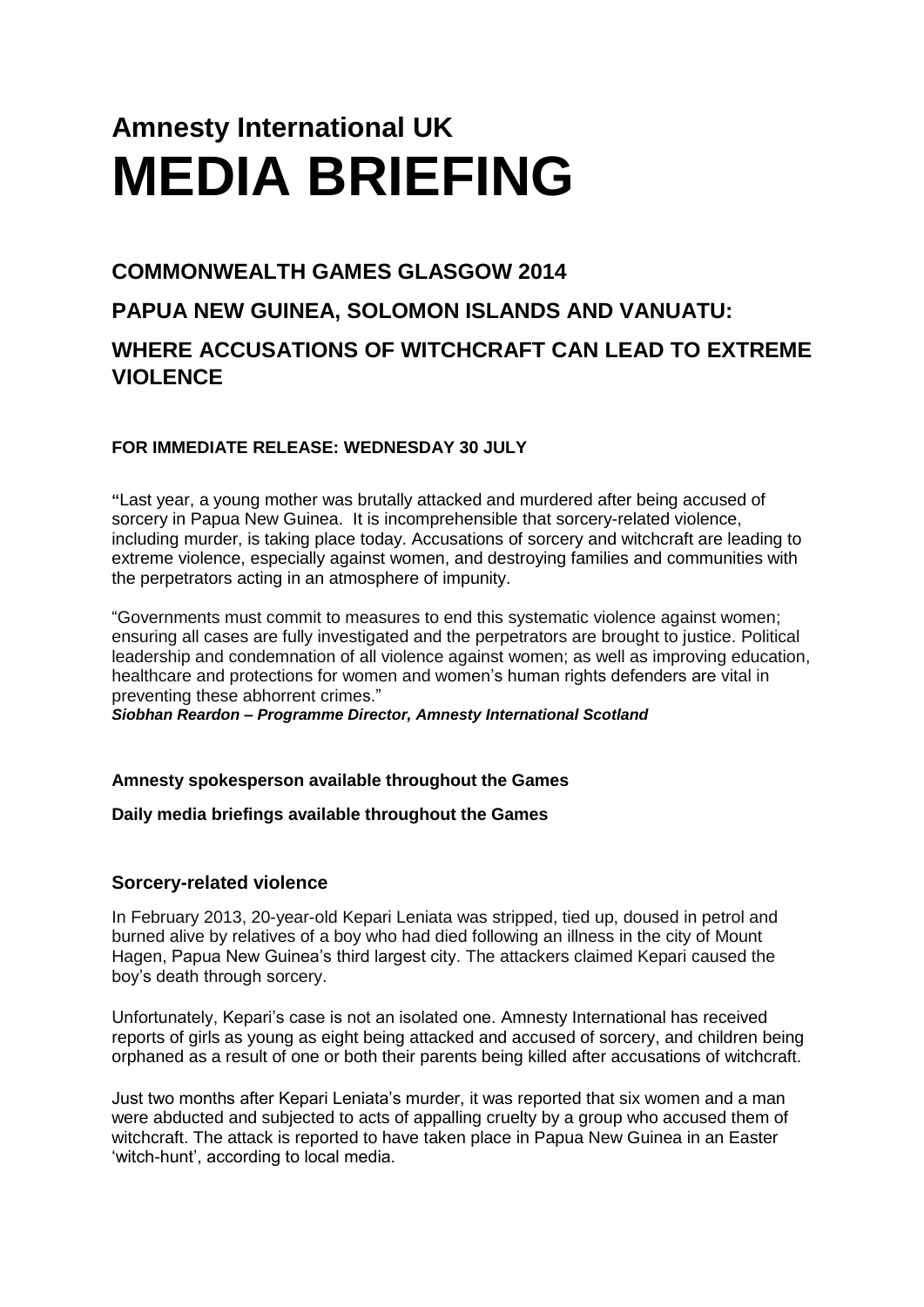# Amnesty International UK
# MEDIA BRIEFING

## COMMONWEALTH GAMES GLASGOW 2014

## PAPUA NEW GUINEA, SOLOMON ISLANDS AND VANUATU:

## WHERE ACCUSATIONS OF WITCHCRAFT CAN LEAD TO EXTREME VIOLENCE

**FOR IMMEDIATE RELEASE: WEDNESDAY 30 JULY**

**"**Last year, a young mother was brutally attacked and murdered after being accused of sorcery in Papua New Guinea. It is incomprehensible that sorcery-related violence, including murder, is taking place today. Accusations of sorcery and witchcraft are leading to extreme violence, especially against women, and destroying families and communities with the perpetrators acting in an atmosphere of impunity.

"Governments must commit to measures to end this systematic violence against women; ensuring all cases are fully investigated and the perpetrators are brought to justice. Political leadership and condemnation of all violence against women; as well as improving education, healthcare and protections for women and women's human rights defenders are vital in preventing these abhorrent crimes."
***Siobhan Reardon – Programme Director, Amnesty International Scotland***

**Amnesty spokesperson available throughout the Games**

**Daily media briefings available throughout the Games**

### Sorcery-related violence

In February 2013, 20-year-old Kepari Leniata was stripped, tied up, doused in petrol and burned alive by relatives of a boy who had died following an illness in the city of Mount Hagen, Papua New Guinea's third largest city. The attackers claimed Kepari caused the boy's death through sorcery.

Unfortunately, Kepari's case is not an isolated one. Amnesty International has received reports of girls as young as eight being attacked and accused of sorcery, and children being orphaned as a result of one or both their parents being killed after accusations of witchcraft.

Just two months after Kepari Leniata's murder, it was reported that six women and a man were abducted and subjected to acts of appalling cruelty by a group who accused them of witchcraft. The attack is reported to have taken place in Papua New Guinea in an Easter 'witch-hunt', according to local media.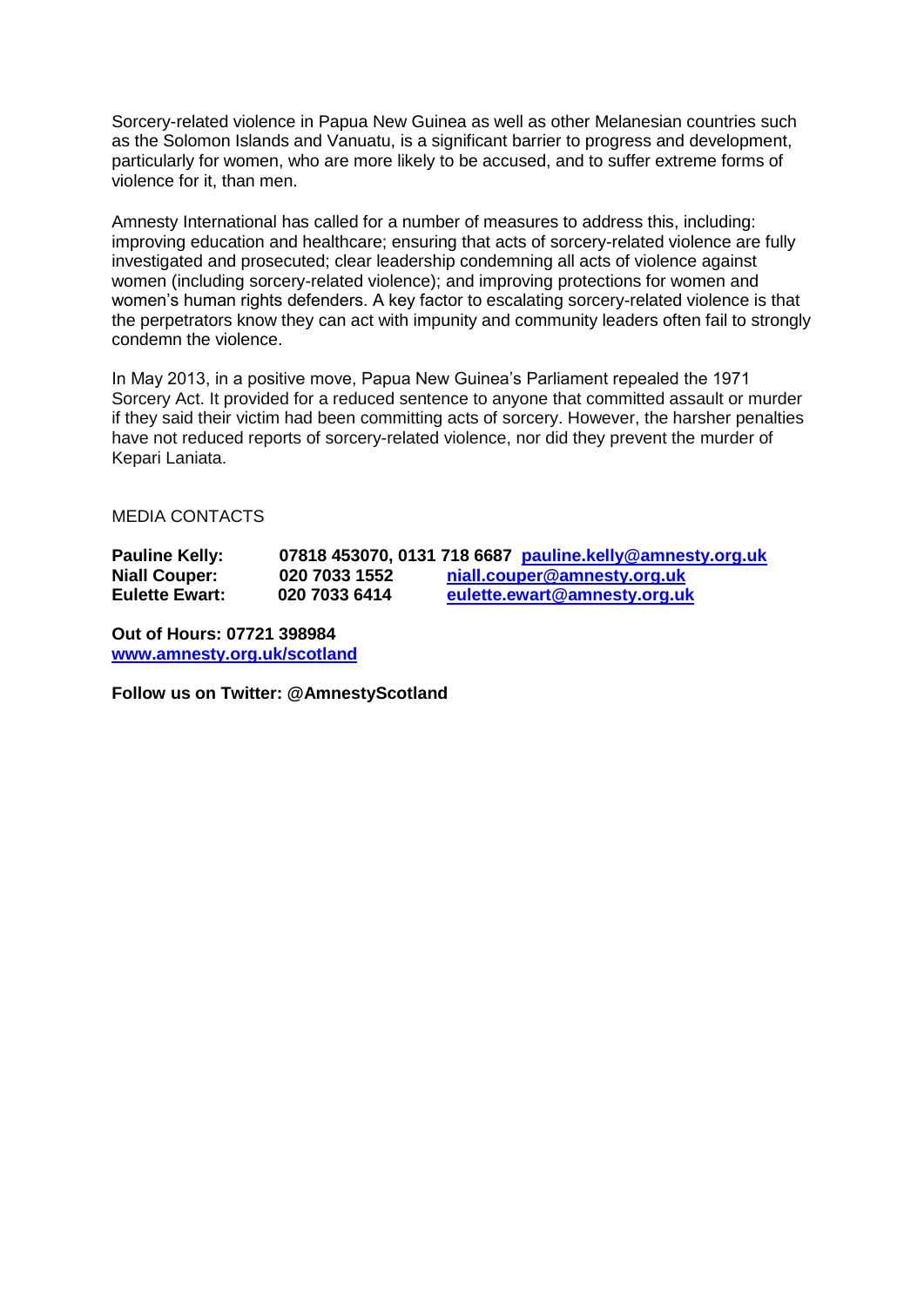Sorcery-related violence in Papua New Guinea as well as other Melanesian countries such as the Solomon Islands and Vanuatu, is a significant barrier to progress and development, particularly for women, who are more likely to be accused, and to suffer extreme forms of violence for it, than men.

Amnesty International has called for a number of measures to address this, including: improving education and healthcare; ensuring that acts of sorcery-related violence are fully investigated and prosecuted; clear leadership condemning all acts of violence against women (including sorcery-related violence); and improving protections for women and women's human rights defenders. A key factor to escalating sorcery-related violence is that the perpetrators know they can act with impunity and community leaders often fail to strongly condemn the violence.

In May 2013, in a positive move, Papua New Guinea's Parliament repealed the 1971 Sorcery Act. It provided for a reduced sentence to anyone that committed assault or murder if they said their victim had been committing acts of sorcery. However, the harsher penalties have not reduced reports of sorcery-related violence, nor did they prevent the murder of Kepari Laniata.

MEDIA CONTACTS

| | | |
|---|---|---|
| **Pauline Kelly:** | **07818 453070, 0131 718 6687** | **pauline.kelly@amnesty.org.uk** |
| **Niall Couper:** | **020 7033 1552** | **niall.couper@amnesty.org.uk** |
| **Eulette Ewart:** | **020 7033 6414** | **eulette.ewart@amnesty.org.uk** |

**Out of Hours: 07721 398984**
**www.amnesty.org.uk/scotland**

**Follow us on Twitter: @AmnestyScotland**